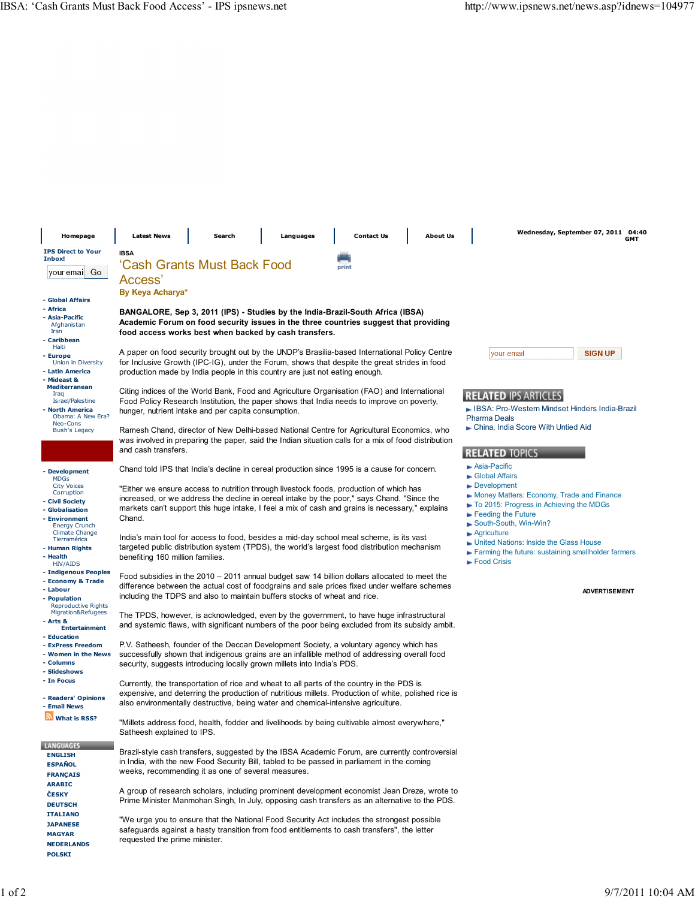IBSA

# ‘Cash Grants Must Back Food Access’

**By Keya Acharya***

**BANGALORE, Sep 3, 2011 (IPS) - Studies by the India-Brazil-South Africa (IBSA) Academic Forum on food security issues in the three countries suggest that providing food access works best when backed by cash transfers.**

A paper on food security brought out by the UNDP's Brasilia-based International Policy Centre for Inclusive Growth (IPC-IG), under the Forum, shows that despite the great strides in food production made by India people in this country are just not eating enough.

Citing indices of the World Bank, Food and Agriculture Organisation (FAO) and International Food Policy Research Institution, the paper shows that India needs to improve on poverty, hunger, nutrient intake and per capita consumption.

Ramesh Chand, director of New Delhi-based National Centre for Agricultural Economics, who was involved in preparing the paper, said the Indian situation calls for a mix of food distribution and cash transfers.

Chand told IPS that India's decline in cereal production since 1995 is a cause for concern.

"Either we ensure access to nutrition through livestock foods, production of which has increased, or we address the decline in cereal intake by the poor," says Chand. "Since the markets can't support this huge intake, I feel a mix of cash and grains is necessary," explains Chand.

India's main tool for access to food, besides a mid-day school meal scheme, is its vast targeted public distribution system (TPDS), the world's largest food distribution mechanism benefiting 160 million families.

Food subsidies in the 2010 – 2011 annual budget saw 14 billion dollars allocated to meet the difference between the actual cost of foodgrains and sale prices fixed under welfare schemes including the TDPS and also to maintain buffers stocks of wheat and rice.

The TPDS, however, is acknowledged, even by the government, to have huge infrastructural and systemic flaws, with significant numbers of the poor being excluded from its subsidy ambit.

P.V. Satheesh, founder of the Deccan Development Society, a voluntary agency which has successfully shown that indigenous grains are an infallible method of addressing overall food security, suggests introducing locally grown millets into India's PDS.

Currently, the transportation of rice and wheat to all parts of the country in the PDS is expensive, and deterring the production of nutritious millets. Production of white, polished rice is also environmentally destructive, being water and chemical-intensive agriculture.

"Millets address food, health, fodder and livelihoods by being cultivable almost everywhere," Satheesh explained to IPS.

Brazil-style cash transfers, suggested by the IBSA Academic Forum, are currently controversial in India, with the new Food Security Bill, tabled to be passed in parliament in the coming weeks, recommending it as one of several measures.

A group of research scholars, including prominent development economist Jean Dreze, wrote to Prime Minister Manmohan Singh, In July, opposing cash transfers as an alternative to the PDS.

"We urge you to ensure that the National Food Security Act includes the strongest possible safeguards against a hasty transition from food entitlements to cash transfers", the letter requested the prime minister.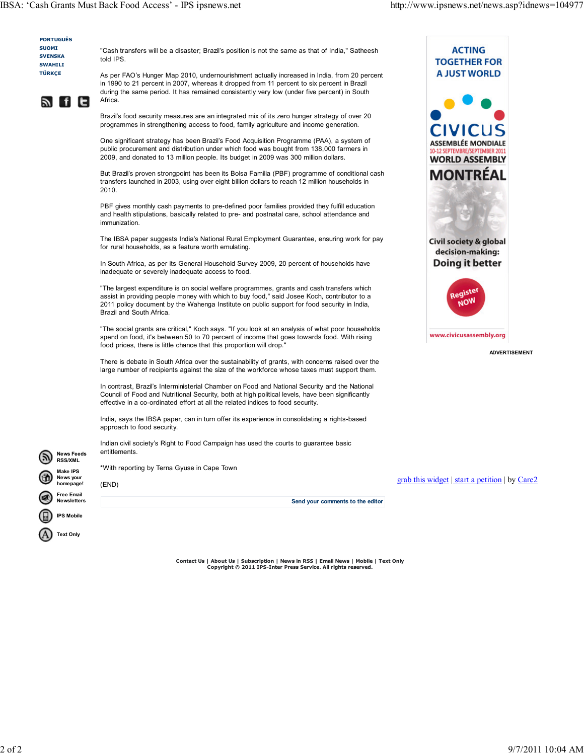"Cash transfers will be a disaster; Brazil's position is not the same as that of India," Satheesh told IPS.

As per FAO's Hunger Map 2010, undernourishment actually increased in India, from 20 percent in 1990 to 21 percent in 2007, whereas it dropped from 11 percent to six percent in Brazil during the same period. It has remained consistently very low (under five percent) in South Africa.

Brazil's food security measures are an integrated mix of its zero hunger strategy of over 20 programmes in strengthening access to food, family agriculture and income generation.

One significant strategy has been Brazil's Food Acquisition Programme (PAA), a system of public procurement and distribution under which food was bought from 138,000 farmers in 2009, and donated to 13 million people. Its budget in 2009 was 300 million dollars.

But Brazil's proven strongpoint has been its Bolsa Familia (PBF) programme of conditional cash transfers launched in 2003, using over eight billion dollars to reach 12 million households in 2010.

PBF gives monthly cash payments to pre-defined poor families provided they fulfill education and health stipulations, basically related to pre- and postnatal care, school attendance and immunization.

The IBSA paper suggests India's National Rural Employment Guarantee, ensuring work for pay for rural households, as a feature worth emulating.

In South Africa, as per its General Household Survey 2009, 20 percent of households have inadequate or severely inadequate access to food.

"The largest expenditure is on social welfare programmes, grants and cash transfers which assist in providing people money with which to buy food," said Josee Koch, contributor to a 2011 policy document by the Wahenga Institute on public support for food security in India, Brazil and South Africa.

"The social grants are critical," Koch says. "If you look at an analysis of what poor households spend on food, it's between 50 to 70 percent of income that goes towards food. With rising food prices, there is little chance that this proportion will drop."

There is debate in South Africa over the sustainability of grants, with concerns raised over the large number of recipients against the size of the workforce whose taxes must support them.

In contrast, Brazil's Interministerial Chamber on Food and National Security and the National Council of Food and Nutritional Security, both at high political levels, have been significantly effective in a co-ordinated effort at all the related indices to food security.

India, says the IBSA paper, can in turn offer its experience in consolidating a rights-based approach to food security.

Indian civil society's Right to Food Campaign has used the courts to guarantee basic entitlements.

*With reporting by Terna Gyuse in Cape Town

(END)